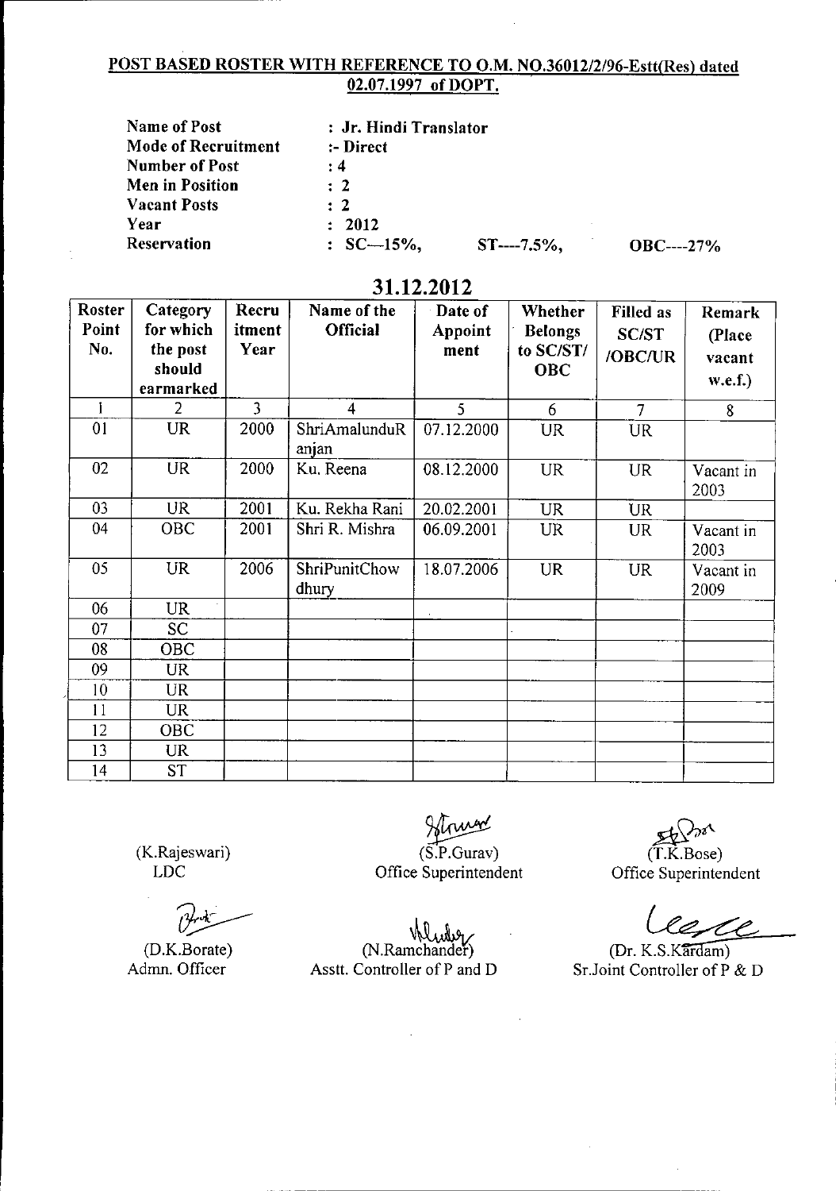## POST BASED ROSTER WITH REFERENCE TO O.M. NO.36012/2/96-Estt(Res) dated 02.07.1997 of DOPT.

**Name of Post** : **Jr. Hindi Translator**
**Mode of Recruitment** :- **Direct**
**Number of Post** : **4**
**Men in Position** : **2**
**Vacant Posts** : **2**
**Year** : **2012**
**Reservation** : **SC—15%, ST----7.5%, OBC----27%**

## 31.12.2012

| Roster Point No. | Category for which the post should earmarked | Recruitment Year | Name of the Official | Date of Appointment | Whether Belongs to SC/ST/OBC | Filled as SC/ST/OBC/UR | Remark (Place vacant w.e.f.) |
|---|---|---|---|---|---|---|---|
| 1 | 2 | 3 | 4 | 5 | 6 | 7 | 8 |
| 01 | UR | 2000 | ShriAmalunduRanjan | 07.12.2000 | UR | UR | |
| 02 | UR | 2000 | Ku. Reena | 08.12.2000 | UR | UR | Vacant in 2003 |
| 03 | UR | 2001 | Ku. Rekha Rani | 20.02.2001 | UR | UR | |
| 04 | OBC | 2001 | Shri R. Mishra | 06.09.2001 | UR | UR | Vacant in 2003 |
| 05 | UR | 2006 | ShriPunitChowdhury | 18.07.2006 | UR | UR | Vacant in 2009 |
| 06 | UR | | | | | | |
| 07 | SC | | | | | | |
| 08 | OBC | | | | | | |
| 09 | UR | | | | | | |
| 10 | UR | | | | | | |
| 11 | UR | | | | | | |
| 12 | OBC | | | | | | |
| 13 | UR | | | | | | |
| 14 | ST | | | | | | |

(K.Rajeswari)
LDC

(S.P.Gurav)
Office Superintendent

(T.K.Bose)
Office Superintendent

(D.K.Borate)
Admn. Officer

(N.Ramchander)
Asstt. Controller of P and D

(Dr. K.S.Kardam)
Sr.Joint Controller of P & D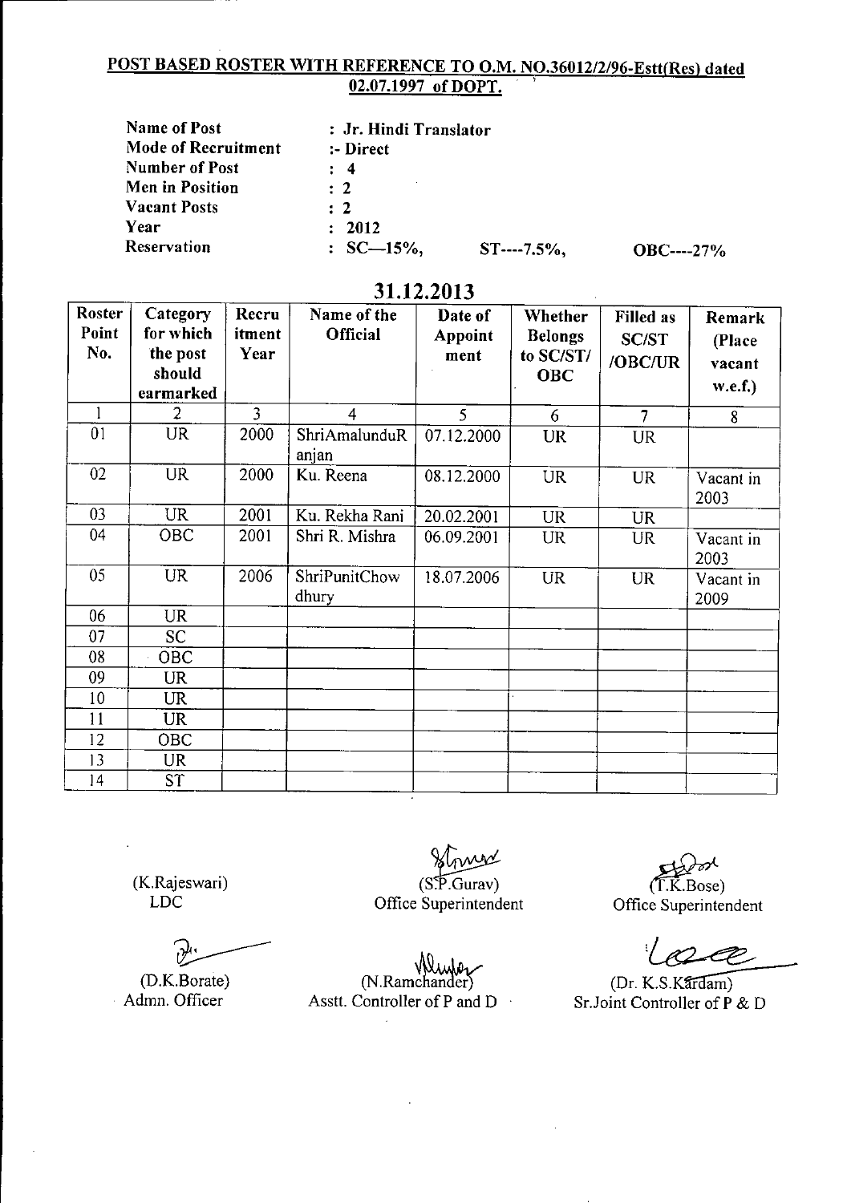## POST BASED ROSTER WITH REFERENCE TO O.M. NO.36012/2/96-Estt(Res) dated 02.07.1997 of DOPT.

**Name of Post** : Jr. Hindi Translator
**Mode of Recruitment** :- Direct
**Number of Post** : 4
**Men in Position** : 2
**Vacant Posts** : 2
**Year** : 2012
**Reservation** : SC—15%, ST----7.5%, OBC----27%

### 31.12.2013

| Roster Point No. | Category for which the post should earmarked | Recruitment Year | Name of the Official | Date of Appointment | Whether Belongs to SC/ST/ OBC | Filled as SC/ST /OBC/UR | Remark (Place vacant w.e.f.) |
|---|---|---|---|---|---|---|---|
| 1 | 2 | 3 | 4 | 5 | 6 | 7 | 8 |
| 01 | UR | 2000 | ShriAmalunduRanjan | 07.12.2000 | UR | UR | |
| 02 | UR | 2000 | Ku. Reena | 08.12.2000 | UR | UR | Vacant in 2003 |
| 03 | UR | 2001 | Ku. Rekha Rani | 20.02.2001 | UR | UR | |
| 04 | OBC | 2001 | Shri R. Mishra | 06.09.2001 | UR | UR | Vacant in 2003 |
| 05 | UR | 2006 | ShriPunitChowdhury | 18.07.2006 | UR | UR | Vacant in 2009 |
| 06 | UR | | | | | | |
| 07 | SC | | | | | | |
| 08 | OBC | | | | | | |
| 09 | UR | | | | | | |
| 10 | UR | | | | | | |
| 11 | UR | | | | | | |
| 12 | OBC | | | | | | |
| 13 | UR | | | | | | |
| 14 | ST | | | | | | |

(K.Rajeswari)
LDC

(S.P.Gurav)
Office Superintendent

(T.K.Bose)
Office Superintendent

(D.K.Borate)
Admn. Officer

(N.Ramchander)
Asstt. Controller of P and D

(Dr. K.S.Kardam)
Sr.Joint Controller of P & D